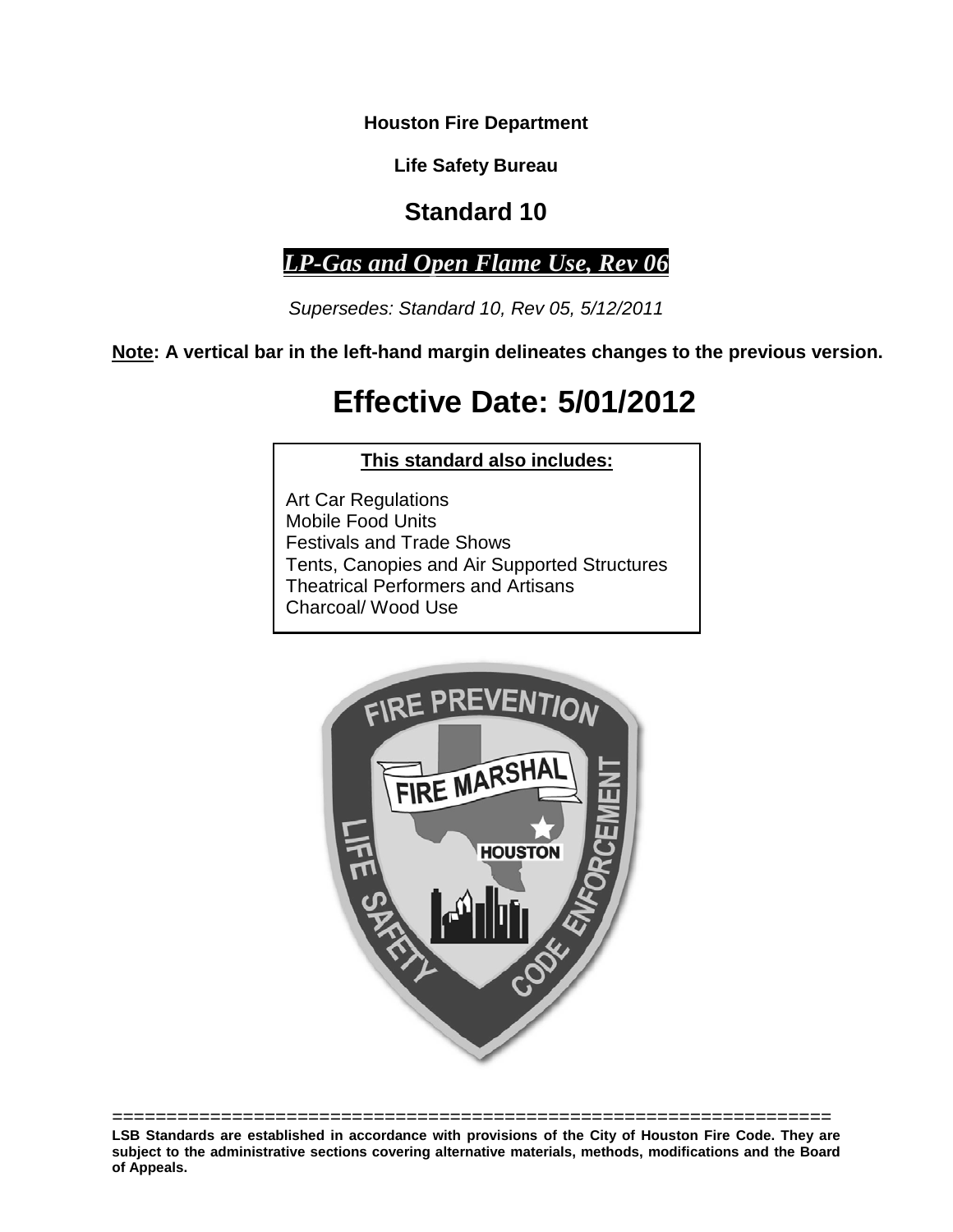**Houston Fire Department**

**Life Safety Bureau**

# Standard 10

## *LP-Gas and Open Flame Use, Rev 06*

*Supersedes: Standard 10, Rev 05, 5/12/2011*

**Note: A vertical bar in the left-hand margin delineates changes to the previous version.**

# Effective Date: 5/01/2012

**This standard also includes:**

Art Car Regulations
Mobile Food Units
Festivals and Trade Shows
Tents, Canopies and Air Supported Structures
Theatrical Performers and Artisans
Charcoal/ Wood Use

================================================================

**LSB Standards are established in accordance with provisions of the City of Houston Fire Code. They are subject to the administrative sections covering alternative materials, methods, modifications and the Board of Appeals.**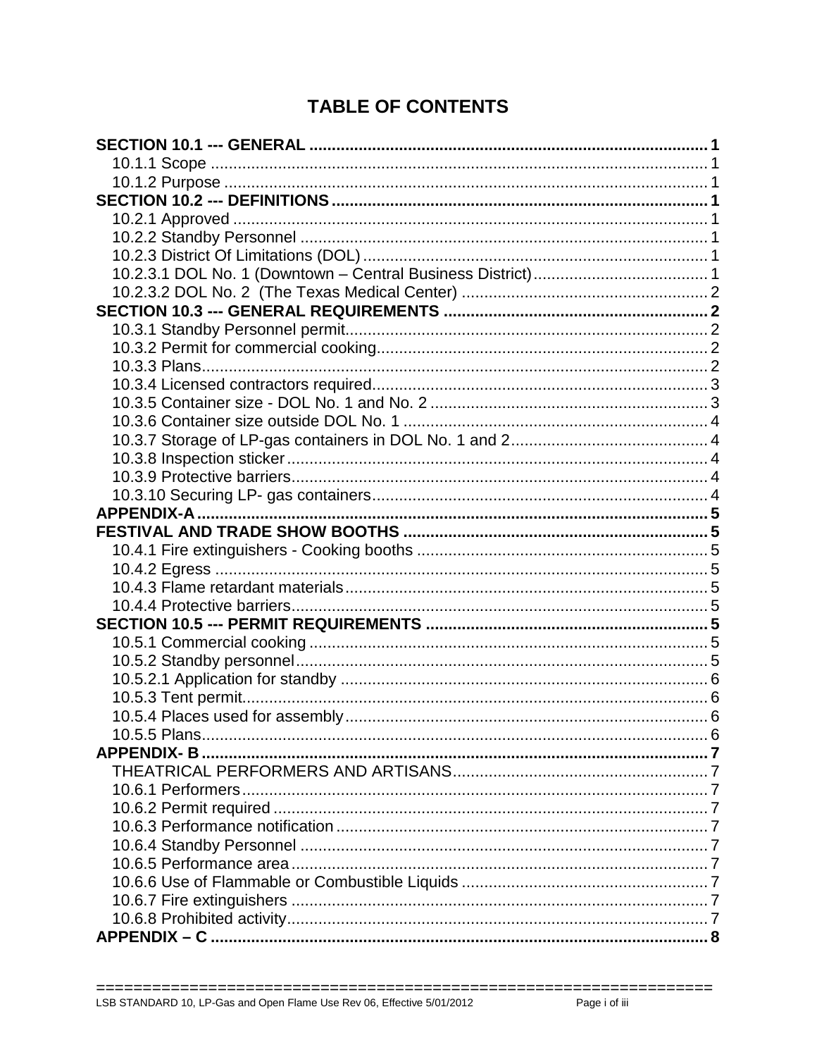# TABLE OF CONTENTS

**SECTION 10.1 --- GENERAL** ........................................................................................ **1**
- 10.1.1 Scope ............................................................................................................. 1
- 10.1.2 Purpose .......................................................................................................... 1

**SECTION 10.2 --- DEFINITIONS** ................................................................................ **1**
- 10.2.1 Approved ......................................................................................................... 1
- 10.2.2 Standby Personnel .......................................................................................... 1
- 10.2.3 District Of Limitations (DOL) ............................................................................ 1
- 10.2.3.1 DOL No. 1 (Downtown – Central Business District)....................................... 1
- 10.2.3.2 DOL No. 2 (The Texas Medical Center) ....................................................... 2

**SECTION 10.3 --- GENERAL REQUIREMENTS** ........................................................... **2**
- 10.3.1 Standby Personnel permit................................................................................ 2
- 10.3.2 Permit for commercial cooking......................................................................... 2
- 10.3.3 Plans................................................................................................................ 2
- 10.3.4 Licensed contractors required.......................................................................... 3
- 10.3.5 Container size - DOL No. 1 and No. 2 ............................................................. 3
- 10.3.6 Container size outside DOL No. 1 ................................................................... 4
- 10.3.7 Storage of LP-gas containers in DOL No. 1 and 2............................................ 4
- 10.3.8 Inspection sticker ............................................................................................. 4
- 10.3.9 Protective barriers............................................................................................ 4
- 10.3.10 Securing LP- gas containers........................................................................... 4

**APPENDIX-A** ............................................................................................................ **5**

**FESTIVAL AND TRADE SHOW BOOTHS** ................................................................... **5**
- 10.4.1 Fire extinguishers - Cooking booths ................................................................ 5
- 10.4.2 Egress ............................................................................................................. 5
- 10.4.3 Flame retardant materials................................................................................ 5
- 10.4.4 Protective barriers............................................................................................ 5

**SECTION 10.5 --- PERMIT REQUIREMENTS** .............................................................. **5**
- 10.5.1 Commercial cooking ........................................................................................ 5
- 10.5.2 Standby personnel........................................................................................... 5
- 10.5.2.1 Application for standby ................................................................................. 6
- 10.5.3 Tent permit....................................................................................................... 6
- 10.5.4 Places used for assembly................................................................................ 6
- 10.5.5 Plans................................................................................................................ 6

**APPENDIX- B** ............................................................................................................ **7**
- THEATRICAL PERFORMERS AND ARTISANS......................................................... 7
- 10.6.1 Performers....................................................................................................... 7
- 10.6.2 Permit required ................................................................................................ 7
- 10.6.3 Performance notification .................................................................................. 7
- 10.6.4 Standby Personnel .......................................................................................... 7
- 10.6.5 Performance area ............................................................................................ 7
- 10.6.6 Use of Flammable or Combustible Liquids ...................................................... 7
- 10.6.7 Fire extinguishers ............................................................................................ 7
- 10.6.8 Prohibited activity............................................................................................. 7

**APPENDIX – C** .......................................................................................................... **8**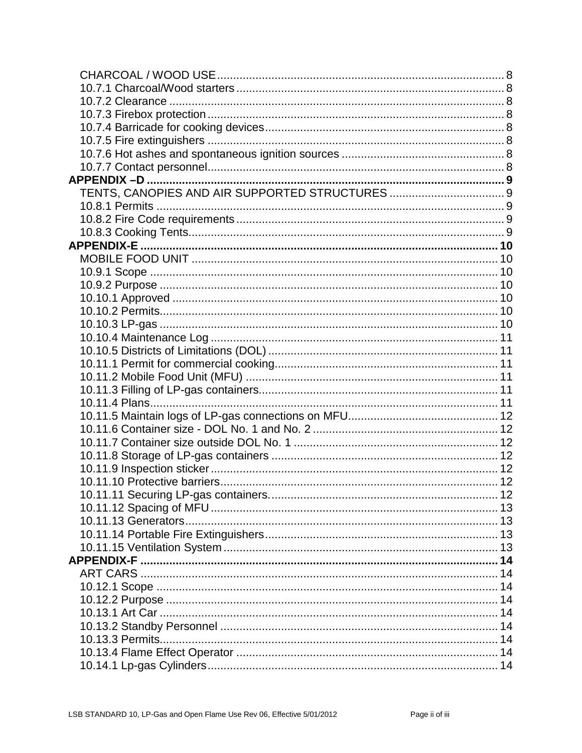CHARCOAL / WOOD USE ........................................................................................ 8
10.7.1 Charcoal/Wood starters ................................................................................... 8
10.7.2 Clearance ........................................................................................................ 8
10.7.3 Firebox protection ............................................................................................ 8
10.7.4 Barricade for cooking devices .......................................................................... 8
10.7.5 Fire extinguishers ........................................................................................... 8
10.7.6 Hot ashes and spontaneous ignition sources .................................................. 8
10.7.7 Contact personnel ............................................................................................ 8

**APPENDIX –D ............................................................................................................. 9**

TENTS, CANOPIES AND AIR SUPPORTED STRUCTURES .................................... 9
10.8.1 Permits ............................................................................................................ 9
10.8.2 Fire Code requirements ................................................................................... 9
10.8.3 Cooking Tents .................................................................................................. 9

**APPENDIX-E .............................................................................................................. 10**

MOBILE FOOD UNIT ............................................................................................... 10
10.9.1 Scope ............................................................................................................ 10
10.9.2 Purpose ......................................................................................................... 10
10.10.1 Approved ..................................................................................................... 10
10.10.2 Permits ......................................................................................................... 10
10.10.3 LP-gas ......................................................................................................... 10
10.10.4 Maintenance Log ......................................................................................... 11
10.10.5 Districts of Limitations (DOL) ....................................................................... 11
10.11.1 Permit for commercial cooking ..................................................................... 11
10.11.2 Mobile Food Unit (MFU) .............................................................................. 11
10.11.3 Filling of LP-gas containers .......................................................................... 11
10.11.4 Plans ............................................................................................................ 11
10.11.5 Maintain logs of LP-gas connections on MFU .............................................. 12
10.11.6 Container size - DOL No. 1 and No. 2 ......................................................... 12
10.11.7 Container size outside DOL No. 1 ............................................................... 12
10.11.8 Storage of LP-gas containers ...................................................................... 12
10.11.9 Inspection sticker ......................................................................................... 12
10.11.10 Protective barriers ...................................................................................... 12
10.11.11 Securing LP-gas containers. ...................................................................... 12
10.11.12 Spacing of MFU ......................................................................................... 13
10.11.13 Generators ................................................................................................. 13
10.11.14 Portable Fire Extinguishers ........................................................................ 13
10.11.15 Ventilation System ..................................................................................... 13

**APPENDIX-F .............................................................................................................. 14**

ART CARS ............................................................................................................... 14
10.12.1 Scope .......................................................................................................... 14
10.12.2 Purpose ....................................................................................................... 14
10.13.1 Art Car ......................................................................................................... 14
10.13.2 Standby Personnel ...................................................................................... 14
10.13.3 Permits ......................................................................................................... 14
10.13.4 Flame Effect Operator ................................................................................. 14
10.14.1 Lp-gas Cylinders .......................................................................................... 14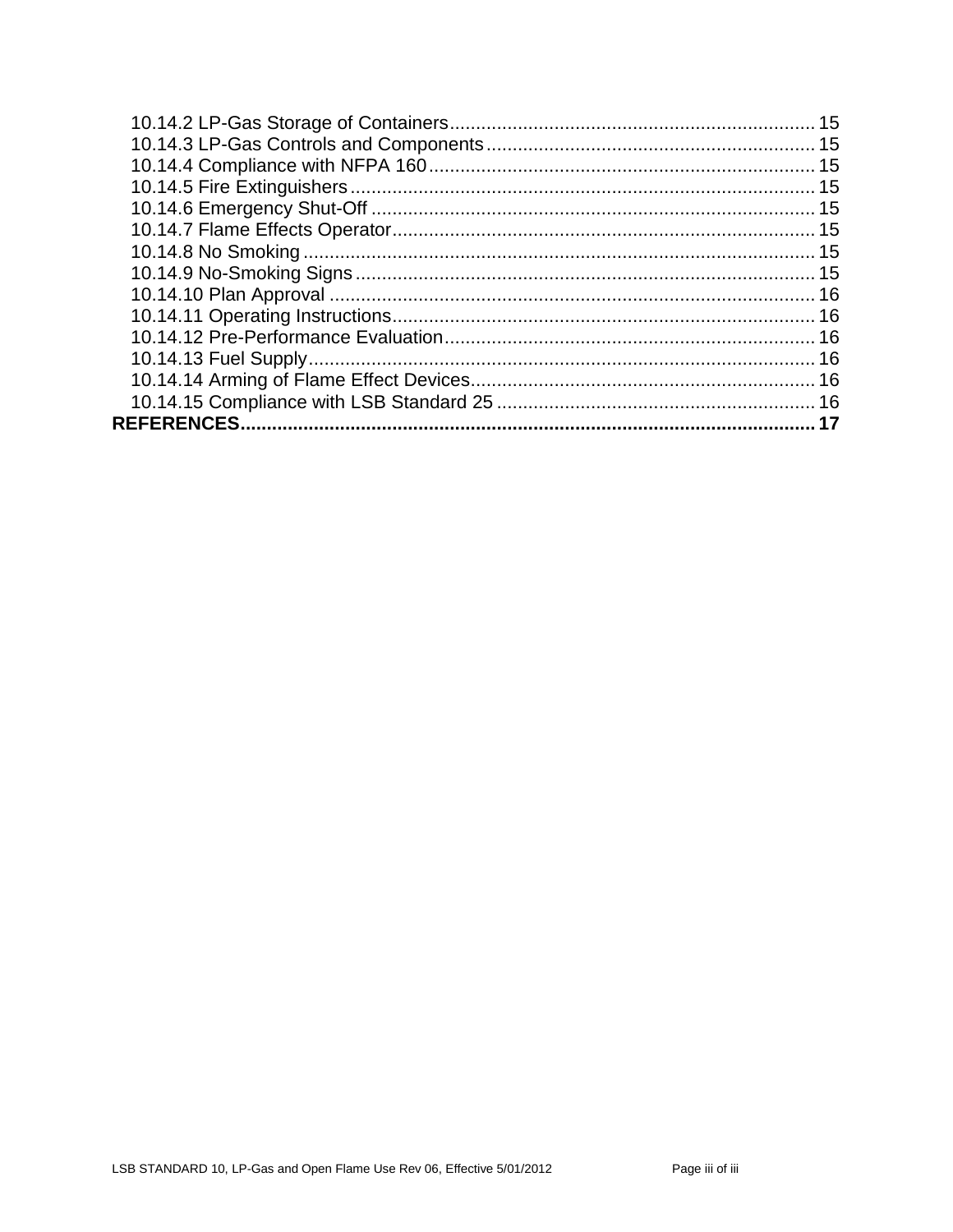10.14.2 LP-Gas Storage of Containers ..... 15
10.14.3 LP-Gas Controls and Components ..... 15
10.14.4 Compliance with NFPA 160 ..... 15
10.14.5 Fire Extinguishers ..... 15
10.14.6 Emergency Shut-Off ..... 15
10.14.7 Flame Effects Operator ..... 15
10.14.8 No Smoking ..... 15
10.14.9 No-Smoking Signs ..... 15
10.14.10 Plan Approval ..... 16
10.14.11 Operating Instructions ..... 16
10.14.12 Pre-Performance Evaluation ..... 16
10.14.13 Fuel Supply ..... 16
10.14.14 Arming of Flame Effect Devices ..... 16
10.14.15 Compliance with LSB Standard 25 ..... 16

**REFERENCES ..... 17**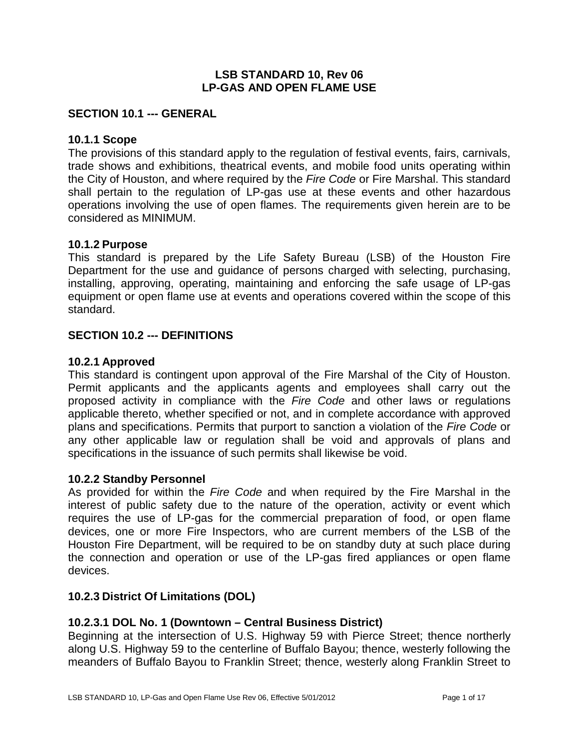# LSB STANDARD 10, Rev 06
# LP-GAS AND OPEN FLAME USE

## SECTION 10.1 --- GENERAL

### 10.1.1 Scope

The provisions of this standard apply to the regulation of festival events, fairs, carnivals, trade shows and exhibitions, theatrical events, and mobile food units operating within the City of Houston, and where required by the *Fire Code* or Fire Marshal. This standard shall pertain to the regulation of LP-gas use at these events and other hazardous operations involving the use of open flames. The requirements given herein are to be considered as MINIMUM.

### 10.1.2 Purpose

This standard is prepared by the Life Safety Bureau (LSB) of the Houston Fire Department for the use and guidance of persons charged with selecting, purchasing, installing, approving, operating, maintaining and enforcing the safe usage of LP-gas equipment or open flame use at events and operations covered within the scope of this standard.

## SECTION 10.2 --- DEFINITIONS

### 10.2.1 Approved

This standard is contingent upon approval of the Fire Marshal of the City of Houston. Permit applicants and the applicants agents and employees shall carry out the proposed activity in compliance with the *Fire Code* and other laws or regulations applicable thereto, whether specified or not, and in complete accordance with approved plans and specifications. Permits that purport to sanction a violation of the *Fire Code* or any other applicable law or regulation shall be void and approvals of plans and specifications in the issuance of such permits shall likewise be void.

### 10.2.2 Standby Personnel

As provided for within the *Fire Code* and when required by the Fire Marshal in the interest of public safety due to the nature of the operation, activity or event which requires the use of LP-gas for the commercial preparation of food, or open flame devices, one or more Fire Inspectors, who are current members of the LSB of the Houston Fire Department, will be required to be on standby duty at such place during the connection and operation or use of the LP-gas fired appliances or open flame devices.

### 10.2.3 District Of Limitations (DOL)

#### 10.2.3.1 DOL No. 1 (Downtown – Central Business District)

Beginning at the intersection of U.S. Highway 59 with Pierce Street; thence northerly along U.S. Highway 59 to the centerline of Buffalo Bayou; thence, westerly following the meanders of Buffalo Bayou to Franklin Street; thence, westerly along Franklin Street to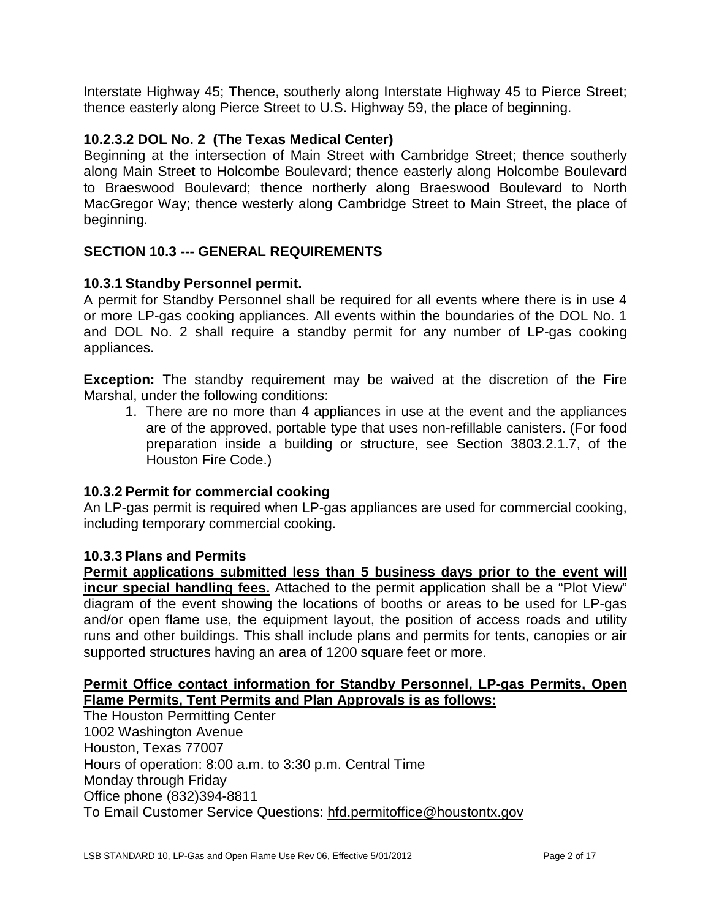Interstate Highway 45; Thence, southerly along Interstate Highway 45 to Pierce Street; thence easterly along Pierce Street to U.S. Highway 59, the place of beginning.

#### 10.2.3.2 DOL No. 2 (The Texas Medical Center)

Beginning at the intersection of Main Street with Cambridge Street; thence southerly along Main Street to Holcombe Boulevard; thence easterly along Holcombe Boulevard to Braeswood Boulevard; thence northerly along Braeswood Boulevard to North MacGregor Way; thence westerly along Cambridge Street to Main Street, the place of beginning.

## SECTION 10.3 --- GENERAL REQUIREMENTS

### 10.3.1 Standby Personnel permit.

A permit for Standby Personnel shall be required for all events where there is in use 4 or more LP-gas cooking appliances. All events within the boundaries of the DOL No. 1 and DOL No. 2 shall require a standby permit for any number of LP-gas cooking appliances.

**Exception:** The standby requirement may be waived at the discretion of the Fire Marshal, under the following conditions:

1. There are no more than 4 appliances in use at the event and the appliances are of the approved, portable type that uses non-refillable canisters. (For food preparation inside a building or structure, see Section 3803.2.1.7, of the Houston Fire Code.)

### 10.3.2 Permit for commercial cooking

An LP-gas permit is required when LP-gas appliances are used for commercial cooking, including temporary commercial cooking.

### 10.3.3 Plans and Permits

**Permit applications submitted less than 5 business days prior to the event will incur special handling fees.** Attached to the permit application shall be a "Plot View" diagram of the event showing the locations of booths or areas to be used for LP-gas and/or open flame use, the equipment layout, the position of access roads and utility runs and other buildings. This shall include plans and permits for tents, canopies or air supported structures having an area of 1200 square feet or more.

**Permit Office contact information for Standby Personnel, LP-gas Permits, Open Flame Permits, Tent Permits and Plan Approvals is as follows:**

The Houston Permitting Center
1002 Washington Avenue
Houston, Texas 77007
Hours of operation: 8:00 a.m. to 3:30 p.m. Central Time
Monday through Friday
Office phone (832)394-8811
To Email Customer Service Questions: hfd.permitoffice@houstontx.gov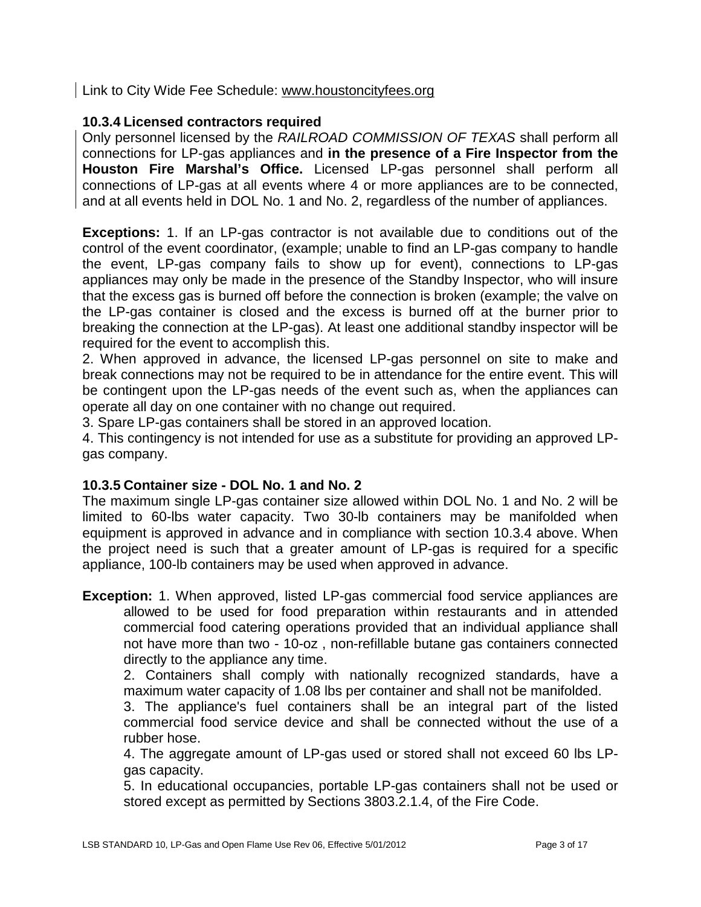Link to City Wide Fee Schedule: www.houstoncityfees.org

### 10.3.4 Licensed contractors required

Only personnel licensed by the *RAILROAD COMMISSION OF TEXAS* shall perform all connections for LP-gas appliances and **in the presence of a Fire Inspector from the Houston Fire Marshal's Office.** Licensed LP-gas personnel shall perform all connections of LP-gas at all events where 4 or more appliances are to be connected, and at all events held in DOL No. 1 and No. 2, regardless of the number of appliances.

**Exceptions:** 1. If an LP-gas contractor is not available due to conditions out of the control of the event coordinator, (example; unable to find an LP-gas company to handle the event, LP-gas company fails to show up for event), connections to LP-gas appliances may only be made in the presence of the Standby Inspector, who will insure that the excess gas is burned off before the connection is broken (example; the valve on the LP-gas container is closed and the excess is burned off at the burner prior to breaking the connection at the LP-gas). At least one additional standby inspector will be required for the event to accomplish this.

2. When approved in advance, the licensed LP-gas personnel on site to make and break connections may not be required to be in attendance for the entire event. This will be contingent upon the LP-gas needs of the event such as, when the appliances can operate all day on one container with no change out required.

3. Spare LP-gas containers shall be stored in an approved location.

4. This contingency is not intended for use as a substitute for providing an approved LP-gas company.

### 10.3.5 Container size - DOL No. 1 and No. 2

The maximum single LP-gas container size allowed within DOL No. 1 and No. 2 will be limited to 60-lbs water capacity. Two 30-lb containers may be manifolded when equipment is approved in advance and in compliance with section 10.3.4 above. When the project need is such that a greater amount of LP-gas is required for a specific appliance, 100-lb containers may be used when approved in advance.

**Exception:** 1. When approved, listed LP-gas commercial food service appliances are allowed to be used for food preparation within restaurants and in attended commercial food catering operations provided that an individual appliance shall not have more than two - 10-oz , non-refillable butane gas containers connected directly to the appliance any time.

2. Containers shall comply with nationally recognized standards, have a maximum water capacity of 1.08 lbs per container and shall not be manifolded.

3. The appliance's fuel containers shall be an integral part of the listed commercial food service device and shall be connected without the use of a rubber hose.

4. The aggregate amount of LP-gas used or stored shall not exceed 60 lbs LP-gas capacity.

5. In educational occupancies, portable LP-gas containers shall not be used or stored except as permitted by Sections 3803.2.1.4, of the Fire Code.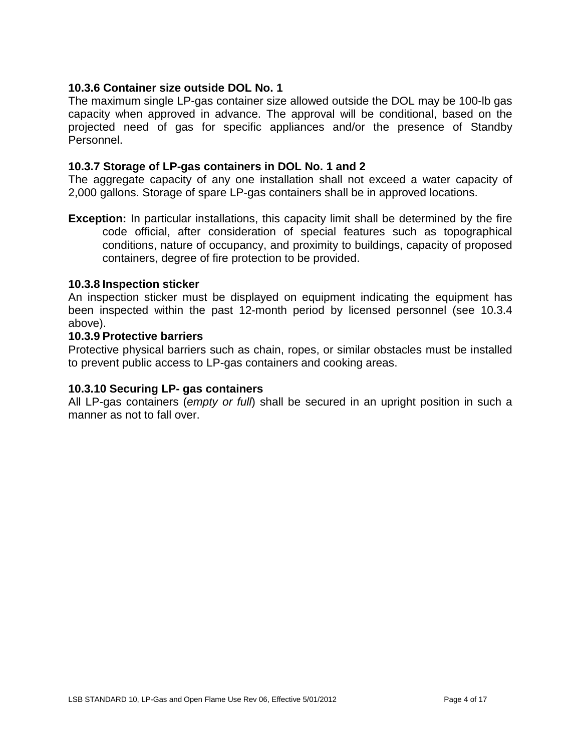#### 10.3.6 Container size outside DOL No. 1

The maximum single LP-gas container size allowed outside the DOL may be 100-lb gas capacity when approved in advance. The approval will be conditional, based on the projected need of gas for specific appliances and/or the presence of Standby Personnel.

#### 10.3.7 Storage of LP-gas containers in DOL No. 1 and 2

The aggregate capacity of any one installation shall not exceed a water capacity of 2,000 gallons. Storage of spare LP-gas containers shall be in approved locations.

**Exception:** In particular installations, this capacity limit shall be determined by the fire code official, after consideration of special features such as topographical conditions, nature of occupancy, and proximity to buildings, capacity of proposed containers, degree of fire protection to be provided.

#### 10.3.8 Inspection sticker

An inspection sticker must be displayed on equipment indicating the equipment has been inspected within the past 12-month period by licensed personnel (see 10.3.4 above).

#### 10.3.9 Protective barriers

Protective physical barriers such as chain, ropes, or similar obstacles must be installed to prevent public access to LP-gas containers and cooking areas.

#### 10.3.10 Securing LP- gas containers

All LP-gas containers (*empty or full*) shall be secured in an upright position in such a manner as not to fall over.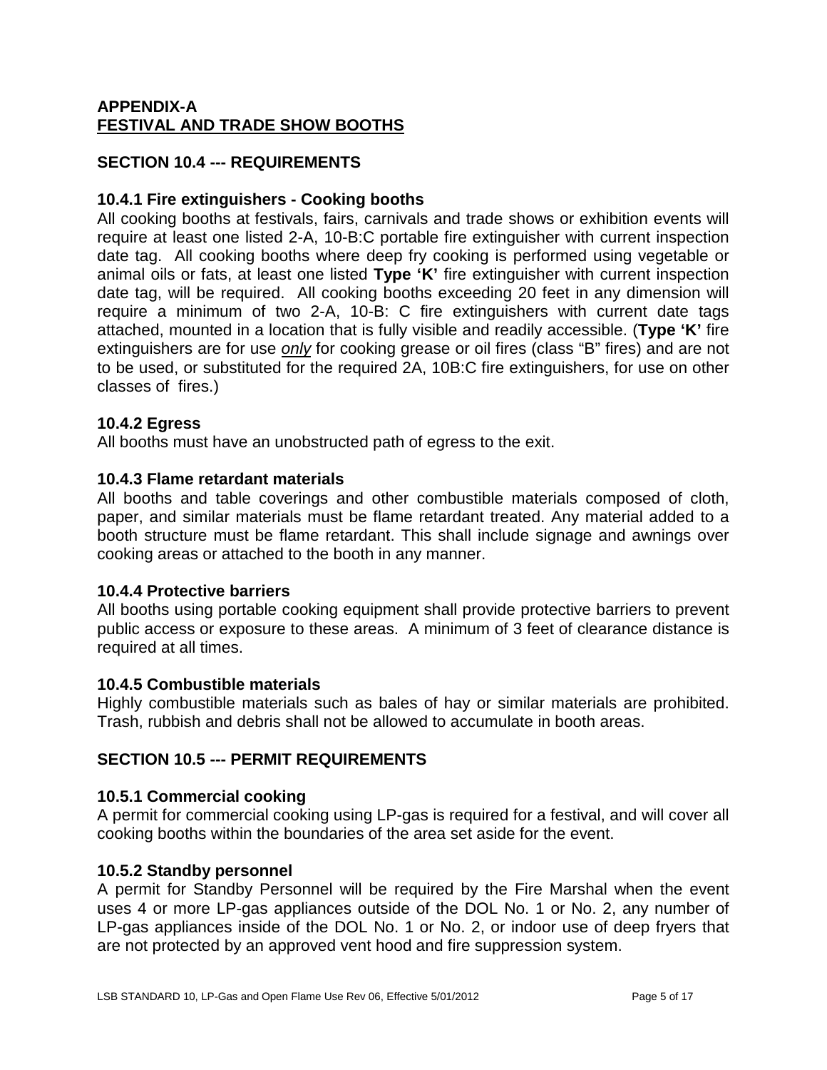## APPENDIX-A
## <u>FESTIVAL AND TRADE SHOW BOOTHS</u>

### SECTION 10.4 --- REQUIREMENTS

#### 10.4.1 Fire extinguishers - Cooking booths

All cooking booths at festivals, fairs, carnivals and trade shows or exhibition events will require at least one listed 2-A, 10-B:C portable fire extinguisher with current inspection date tag. All cooking booths where deep fry cooking is performed using vegetable or animal oils or fats, at least one listed **Type 'K'** fire extinguisher with current inspection date tag, will be required. All cooking booths exceeding 20 feet in any dimension will require a minimum of two 2-A, 10-B: C fire extinguishers with current date tags attached, mounted in a location that is fully visible and readily accessible. (**Type 'K'** fire extinguishers are for use <u>*only*</u> for cooking grease or oil fires (class "B" fires) and are not to be used, or substituted for the required 2A, 10B:C fire extinguishers, for use on other classes of fires.)

#### 10.4.2 Egress

All booths must have an unobstructed path of egress to the exit.

#### 10.4.3 Flame retardant materials

All booths and table coverings and other combustible materials composed of cloth, paper, and similar materials must be flame retardant treated. Any material added to a booth structure must be flame retardant. This shall include signage and awnings over cooking areas or attached to the booth in any manner.

#### 10.4.4 Protective barriers

All booths using portable cooking equipment shall provide protective barriers to prevent public access or exposure to these areas. A minimum of 3 feet of clearance distance is required at all times.

#### 10.4.5 Combustible materials

Highly combustible materials such as bales of hay or similar materials are prohibited. Trash, rubbish and debris shall not be allowed to accumulate in booth areas.

### SECTION 10.5 --- PERMIT REQUIREMENTS

#### 10.5.1 Commercial cooking

A permit for commercial cooking using LP-gas is required for a festival, and will cover all cooking booths within the boundaries of the area set aside for the event.

#### 10.5.2 Standby personnel

A permit for Standby Personnel will be required by the Fire Marshal when the event uses 4 or more LP-gas appliances outside of the DOL No. 1 or No. 2, any number of LP-gas appliances inside of the DOL No. 1 or No. 2, or indoor use of deep fryers that are not protected by an approved vent hood and fire suppression system.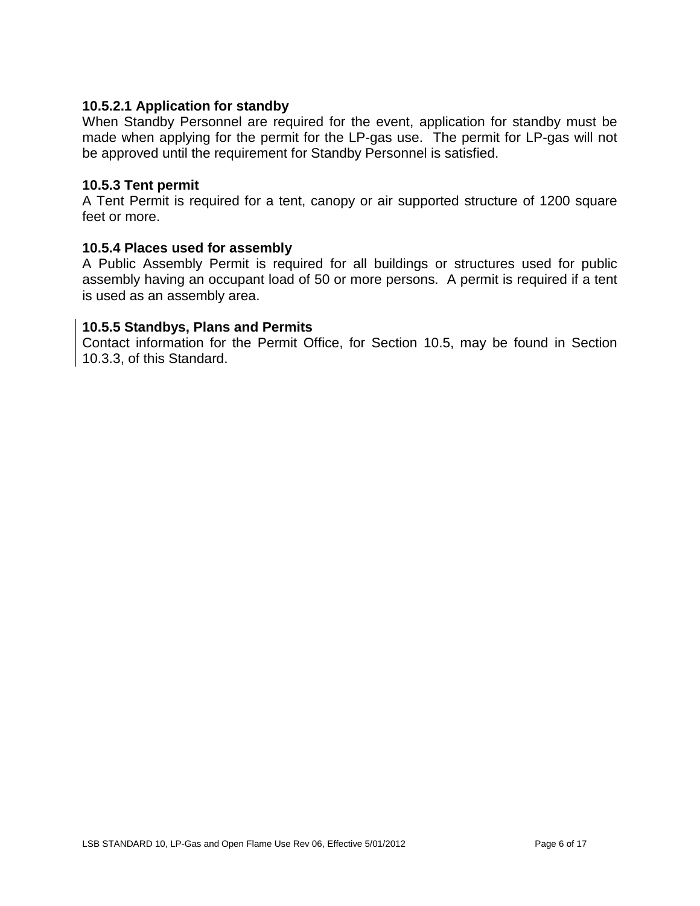#### 10.5.2.1 Application for standby

When Standby Personnel are required for the event, application for standby must be made when applying for the permit for the LP-gas use. The permit for LP-gas will not be approved until the requirement for Standby Personnel is satisfied.

### 10.5.3 Tent permit

A Tent Permit is required for a tent, canopy or air supported structure of 1200 square feet or more.

### 10.5.4 Places used for assembly

A Public Assembly Permit is required for all buildings or structures used for public assembly having an occupant load of 50 or more persons. A permit is required if a tent is used as an assembly area.

### 10.5.5 Standbys, Plans and Permits

Contact information for the Permit Office, for Section 10.5, may be found in Section 10.3.3, of this Standard.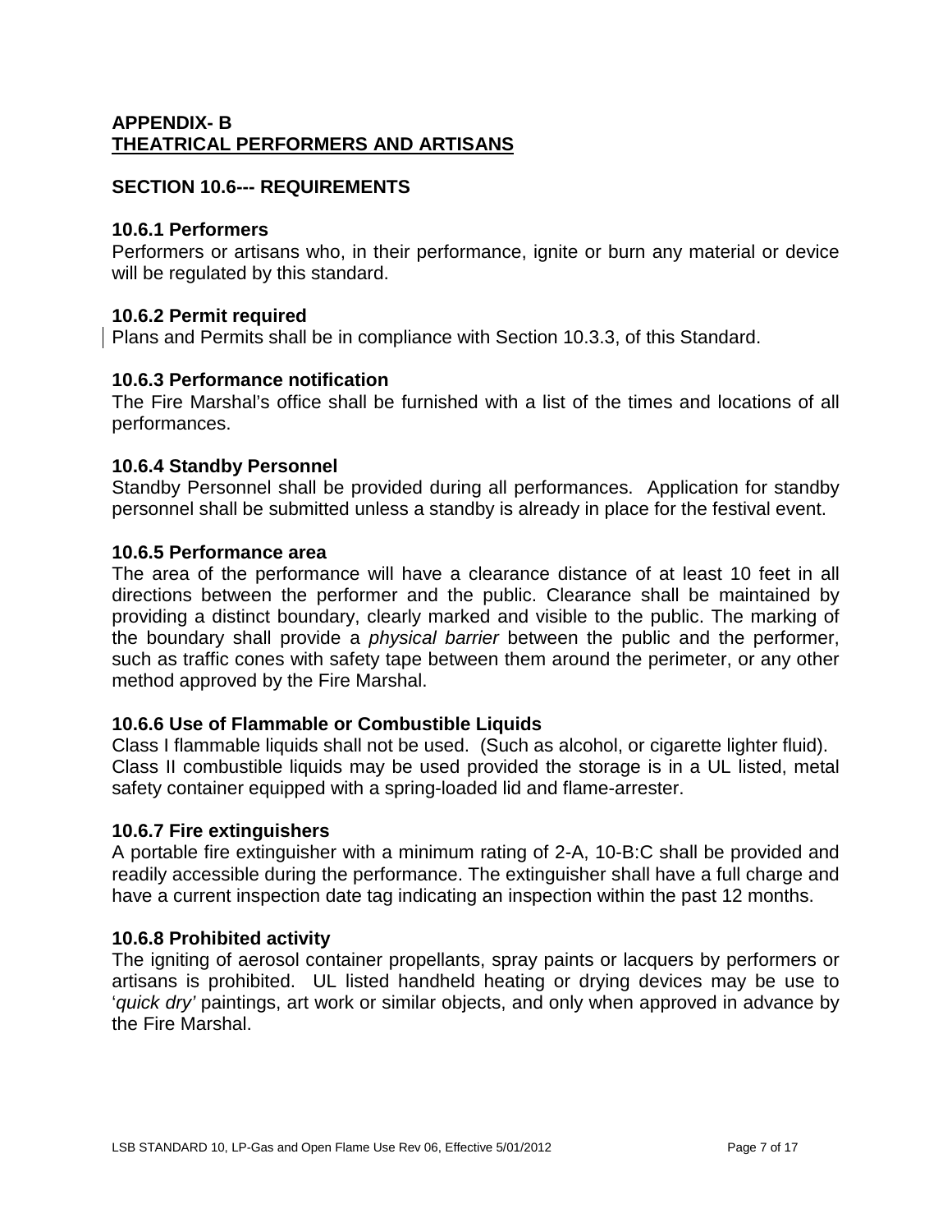## APPENDIX- B
## THEATRICAL PERFORMERS AND ARTISANS

### SECTION 10.6--- REQUIREMENTS

**10.6.1 Performers**

Performers or artisans who, in their performance, ignite or burn any material or device will be regulated by this standard.

**10.6.2 Permit required**

Plans and Permits shall be in compliance with Section 10.3.3, of this Standard.

**10.6.3 Performance notification**

The Fire Marshal's office shall be furnished with a list of the times and locations of all performances.

**10.6.4 Standby Personnel**

Standby Personnel shall be provided during all performances. Application for standby personnel shall be submitted unless a standby is already in place for the festival event.

**10.6.5 Performance area**

The area of the performance will have a clearance distance of at least 10 feet in all directions between the performer and the public. Clearance shall be maintained by providing a distinct boundary, clearly marked and visible to the public. The marking of the boundary shall provide a *physical barrier* between the public and the performer, such as traffic cones with safety tape between them around the perimeter, or any other method approved by the Fire Marshal.

**10.6.6 Use of Flammable or Combustible Liquids**

Class I flammable liquids shall not be used. (Such as alcohol, or cigarette lighter fluid).
Class II combustible liquids may be used provided the storage is in a UL listed, metal safety container equipped with a spring-loaded lid and flame-arrester.

**10.6.7 Fire extinguishers**

A portable fire extinguisher with a minimum rating of 2-A, 10-B:C shall be provided and readily accessible during the performance. The extinguisher shall have a full charge and have a current inspection date tag indicating an inspection within the past 12 months.

**10.6.8 Prohibited activity**

The igniting of aerosol container propellants, spray paints or lacquers by performers or artisans is prohibited. UL listed handheld heating or drying devices may be use to '*quick dry'* paintings, art work or similar objects, and only when approved in advance by the Fire Marshal.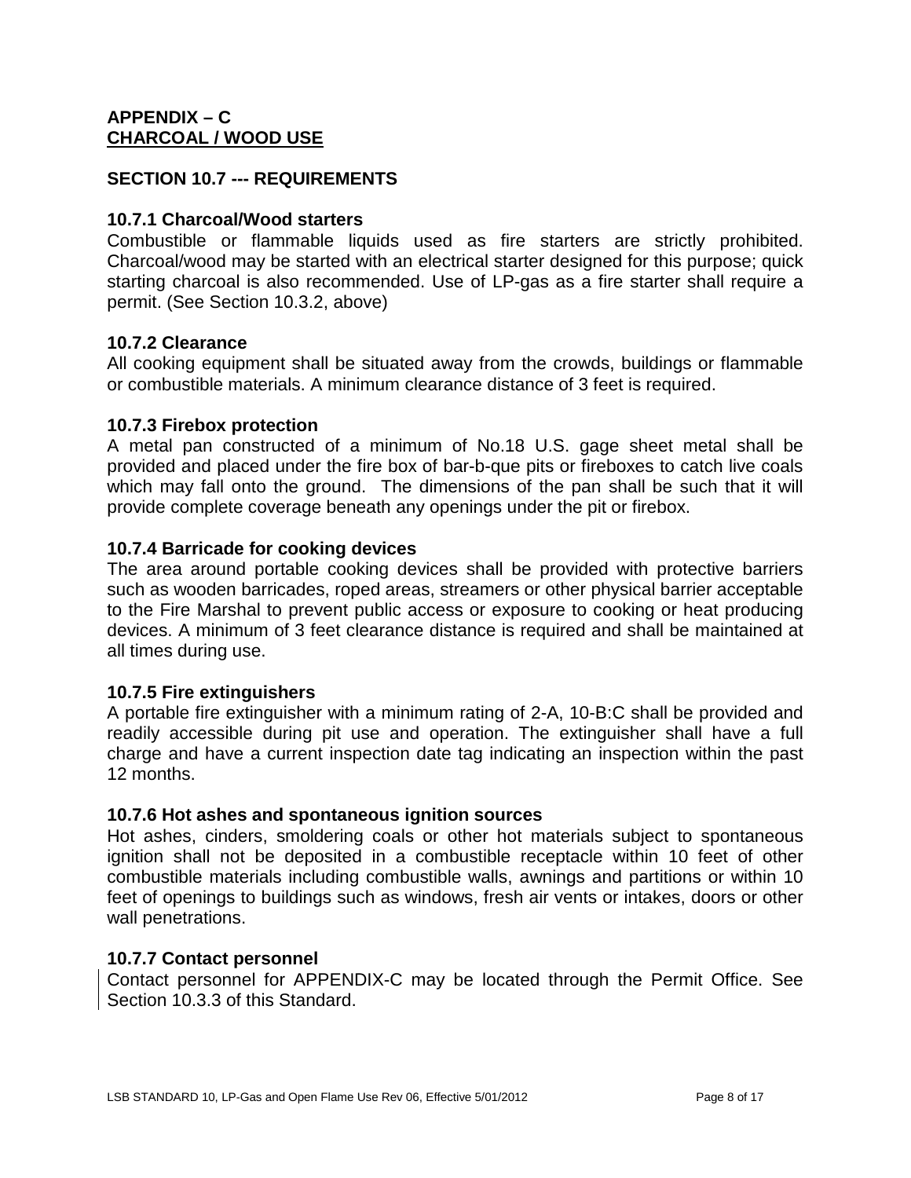## APPENDIX – C
## CHARCOAL / WOOD USE

### SECTION 10.7 --- REQUIREMENTS

**10.7.1 Charcoal/Wood starters**

Combustible or flammable liquids used as fire starters are strictly prohibited. Charcoal/wood may be started with an electrical starter designed for this purpose; quick starting charcoal is also recommended. Use of LP-gas as a fire starter shall require a permit. (See Section 10.3.2, above)

**10.7.2 Clearance**

All cooking equipment shall be situated away from the crowds, buildings or flammable or combustible materials. A minimum clearance distance of 3 feet is required.

**10.7.3 Firebox protection**

A metal pan constructed of a minimum of No.18 U.S. gage sheet metal shall be provided and placed under the fire box of bar-b-que pits or fireboxes to catch live coals which may fall onto the ground. The dimensions of the pan shall be such that it will provide complete coverage beneath any openings under the pit or firebox.

**10.7.4 Barricade for cooking devices**

The area around portable cooking devices shall be provided with protective barriers such as wooden barricades, roped areas, streamers or other physical barrier acceptable to the Fire Marshal to prevent public access or exposure to cooking or heat producing devices. A minimum of 3 feet clearance distance is required and shall be maintained at all times during use.

**10.7.5 Fire extinguishers**

A portable fire extinguisher with a minimum rating of 2-A, 10-B:C shall be provided and readily accessible during pit use and operation. The extinguisher shall have a full charge and have a current inspection date tag indicating an inspection within the past 12 months.

**10.7.6 Hot ashes and spontaneous ignition sources**

Hot ashes, cinders, smoldering coals or other hot materials subject to spontaneous ignition shall not be deposited in a combustible receptacle within 10 feet of other combustible materials including combustible walls, awnings and partitions or within 10 feet of openings to buildings such as windows, fresh air vents or intakes, doors or other wall penetrations.

**10.7.7 Contact personnel**

Contact personnel for APPENDIX-C may be located through the Permit Office. See Section 10.3.3 of this Standard.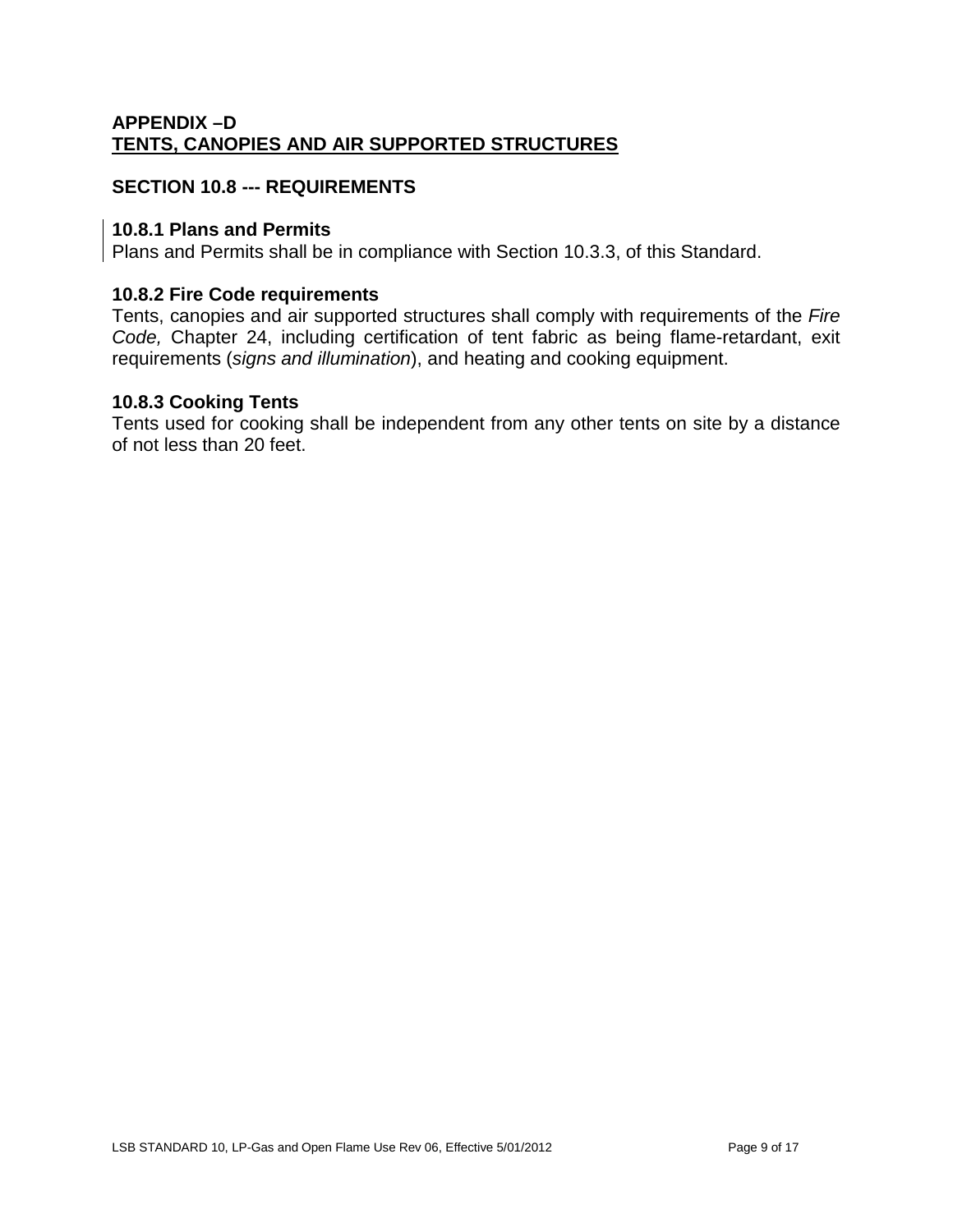## APPENDIX –D
## TENTS, CANOPIES AND AIR SUPPORTED STRUCTURES

### SECTION 10.8 --- REQUIREMENTS

#### 10.8.1 Plans and Permits

Plans and Permits shall be in compliance with Section 10.3.3, of this Standard.

#### 10.8.2 Fire Code requirements

Tents, canopies and air supported structures shall comply with requirements of the *Fire Code,* Chapter 24, including certification of tent fabric as being flame-retardant, exit requirements (*signs and illumination*), and heating and cooking equipment.

#### 10.8.3 Cooking Tents

Tents used for cooking shall be independent from any other tents on site by a distance of not less than 20 feet.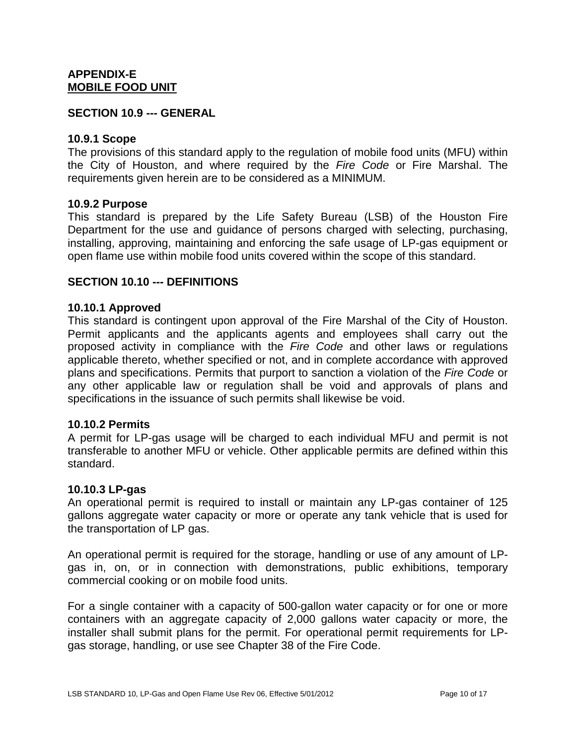**APPENDIX-E**
**MOBILE FOOD UNIT**

**SECTION 10.9 --- GENERAL**

**10.9.1 Scope**
The provisions of this standard apply to the regulation of mobile food units (MFU) within the City of Houston, and where required by the *Fire Code* or Fire Marshal. The requirements given herein are to be considered as a MINIMUM.

**10.9.2 Purpose**
This standard is prepared by the Life Safety Bureau (LSB) of the Houston Fire Department for the use and guidance of persons charged with selecting, purchasing, installing, approving, maintaining and enforcing the safe usage of LP-gas equipment or open flame use within mobile food units covered within the scope of this standard.

**SECTION 10.10 --- DEFINITIONS**

**10.10.1 Approved**
This standard is contingent upon approval of the Fire Marshal of the City of Houston. Permit applicants and the applicants agents and employees shall carry out the proposed activity in compliance with the *Fire Code* and other laws or regulations applicable thereto, whether specified or not, and in complete accordance with approved plans and specifications. Permits that purport to sanction a violation of the *Fire Code* or any other applicable law or regulation shall be void and approvals of plans and specifications in the issuance of such permits shall likewise be void.

**10.10.2 Permits**
A permit for LP-gas usage will be charged to each individual MFU and permit is not transferable to another MFU or vehicle. Other applicable permits are defined within this standard.

**10.10.3 LP-gas**
An operational permit is required to install or maintain any LP-gas container of 125 gallons aggregate water capacity or more or operate any tank vehicle that is used for the transportation of LP gas.

An operational permit is required for the storage, handling or use of any amount of LP-gas in, on, or in connection with demonstrations, public exhibitions, temporary commercial cooking or on mobile food units.

For a single container with a capacity of 500-gallon water capacity or for one or more containers with an aggregate capacity of 2,000 gallons water capacity or more, the installer shall submit plans for the permit. For operational permit requirements for LP-gas storage, handling, or use see Chapter 38 of the Fire Code.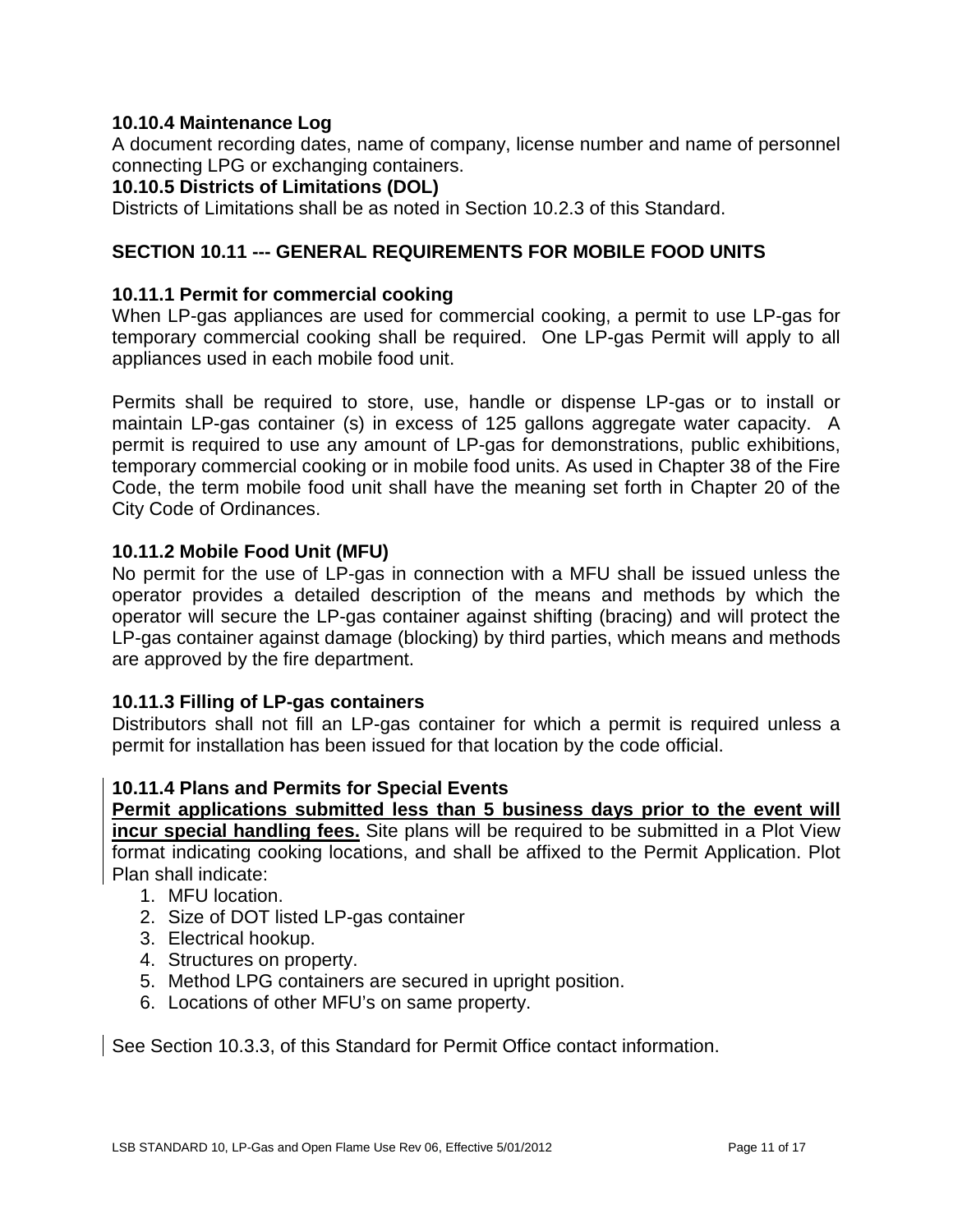**10.10.4 Maintenance Log**

A document recording dates, name of company, license number and name of personnel connecting LPG or exchanging containers.

**10.10.5 Districts of Limitations (DOL)**

Districts of Limitations shall be as noted in Section 10.2.3 of this Standard.

## SECTION 10.11 --- GENERAL REQUIREMENTS FOR MOBILE FOOD UNITS

**10.11.1 Permit for commercial cooking**

When LP-gas appliances are used for commercial cooking, a permit to use LP-gas for temporary commercial cooking shall be required. One LP-gas Permit will apply to all appliances used in each mobile food unit.

Permits shall be required to store, use, handle or dispense LP-gas or to install or maintain LP-gas container (s) in excess of 125 gallons aggregate water capacity. A permit is required to use any amount of LP-gas for demonstrations, public exhibitions, temporary commercial cooking or in mobile food units. As used in Chapter 38 of the Fire Code, the term mobile food unit shall have the meaning set forth in Chapter 20 of the City Code of Ordinances.

**10.11.2 Mobile Food Unit (MFU)**

No permit for the use of LP-gas in connection with a MFU shall be issued unless the operator provides a detailed description of the means and methods by which the operator will secure the LP-gas container against shifting (bracing) and will protect the LP-gas container against damage (blocking) by third parties, which means and methods are approved by the fire department.

**10.11.3 Filling of LP-gas containers**

Distributors shall not fill an LP-gas container for which a permit is required unless a permit for installation has been issued for that location by the code official.

**10.11.4 Plans and Permits for Special Events**

**Permit applications submitted less than 5 business days prior to the event will incur special handling fees.** Site plans will be required to be submitted in a Plot View format indicating cooking locations, and shall be affixed to the Permit Application. Plot Plan shall indicate:

1. MFU location.
2. Size of DOT listed LP-gas container
3. Electrical hookup.
4. Structures on property.
5. Method LPG containers are secured in upright position.
6. Locations of other MFU's on same property.

See Section 10.3.3, of this Standard for Permit Office contact information.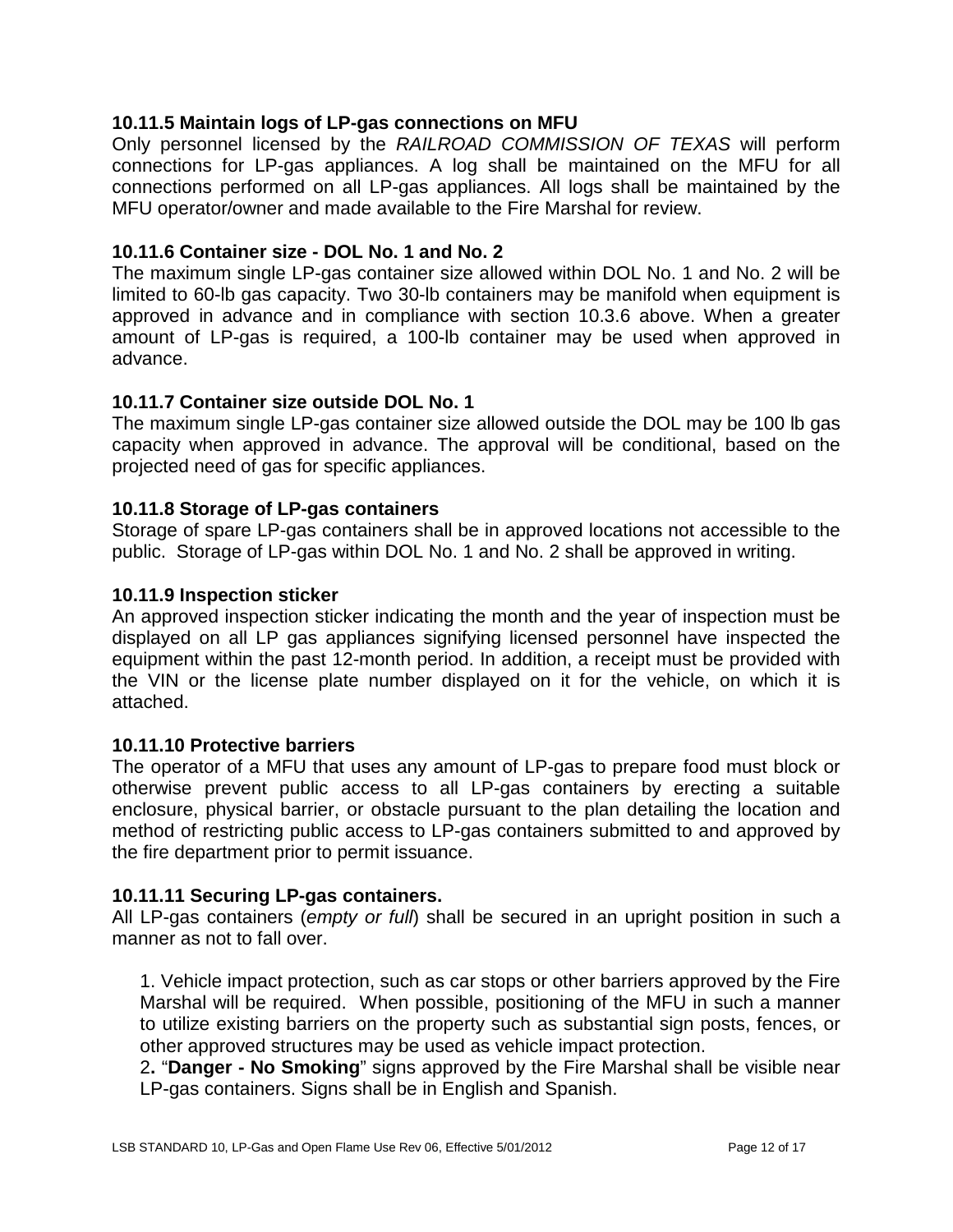### 10.11.5 Maintain logs of LP-gas connections on MFU

Only personnel licensed by the *RAILROAD COMMISSION OF TEXAS* will perform connections for LP-gas appliances. A log shall be maintained on the MFU for all connections performed on all LP-gas appliances. All logs shall be maintained by the MFU operator/owner and made available to the Fire Marshal for review.

### 10.11.6 Container size - DOL No. 1 and No. 2

The maximum single LP-gas container size allowed within DOL No. 1 and No. 2 will be limited to 60-lb gas capacity. Two 30-lb containers may be manifold when equipment is approved in advance and in compliance with section 10.3.6 above. When a greater amount of LP-gas is required, a 100-lb container may be used when approved in advance.

### 10.11.7 Container size outside DOL No. 1

The maximum single LP-gas container size allowed outside the DOL may be 100 lb gas capacity when approved in advance. The approval will be conditional, based on the projected need of gas for specific appliances.

### 10.11.8 Storage of LP-gas containers

Storage of spare LP-gas containers shall be in approved locations not accessible to the public. Storage of LP-gas within DOL No. 1 and No. 2 shall be approved in writing.

### 10.11.9 Inspection sticker

An approved inspection sticker indicating the month and the year of inspection must be displayed on all LP gas appliances signifying licensed personnel have inspected the equipment within the past 12-month period. In addition, a receipt must be provided with the VIN or the license plate number displayed on it for the vehicle, on which it is attached.

### 10.11.10 Protective barriers

The operator of a MFU that uses any amount of LP-gas to prepare food must block or otherwise prevent public access to all LP-gas containers by erecting a suitable enclosure, physical barrier, or obstacle pursuant to the plan detailing the location and method of restricting public access to LP-gas containers submitted to and approved by the fire department prior to permit issuance.

### 10.11.11 Securing LP-gas containers.

All LP-gas containers (*empty or full*) shall be secured in an upright position in such a manner as not to fall over.

1. Vehicle impact protection, such as car stops or other barriers approved by the Fire Marshal will be required. When possible, positioning of the MFU in such a manner to utilize existing barriers on the property such as substantial sign posts, fences, or other approved structures may be used as vehicle impact protection.
2. "**Danger - No Smoking**" signs approved by the Fire Marshal shall be visible near LP-gas containers. Signs shall be in English and Spanish.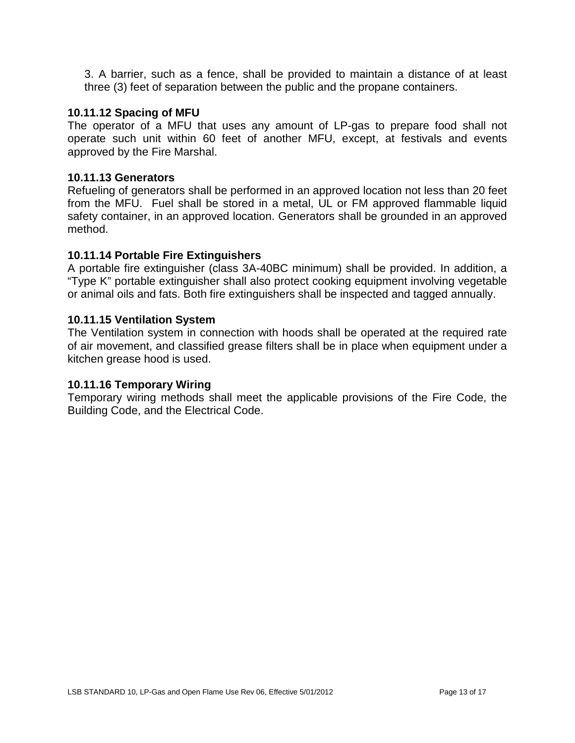3. A barrier, such as a fence, shall be provided to maintain a distance of at least three (3) feet of separation between the public and the propane containers.

### 10.11.12 Spacing of MFU

The operator of a MFU that uses any amount of LP-gas to prepare food shall not operate such unit within 60 feet of another MFU, except, at festivals and events approved by the Fire Marshal.

### 10.11.13 Generators

Refueling of generators shall be performed in an approved location not less than 20 feet from the MFU. Fuel shall be stored in a metal, UL or FM approved flammable liquid safety container, in an approved location. Generators shall be grounded in an approved method.

### 10.11.14 Portable Fire Extinguishers

A portable fire extinguisher (class 3A-40BC minimum) shall be provided. In addition, a "Type K" portable extinguisher shall also protect cooking equipment involving vegetable or animal oils and fats. Both fire extinguishers shall be inspected and tagged annually.

### 10.11.15 Ventilation System

The Ventilation system in connection with hoods shall be operated at the required rate of air movement, and classified grease filters shall be in place when equipment under a kitchen grease hood is used.

### 10.11.16 Temporary Wiring

Temporary wiring methods shall meet the applicable provisions of the Fire Code, the Building Code, and the Electrical Code.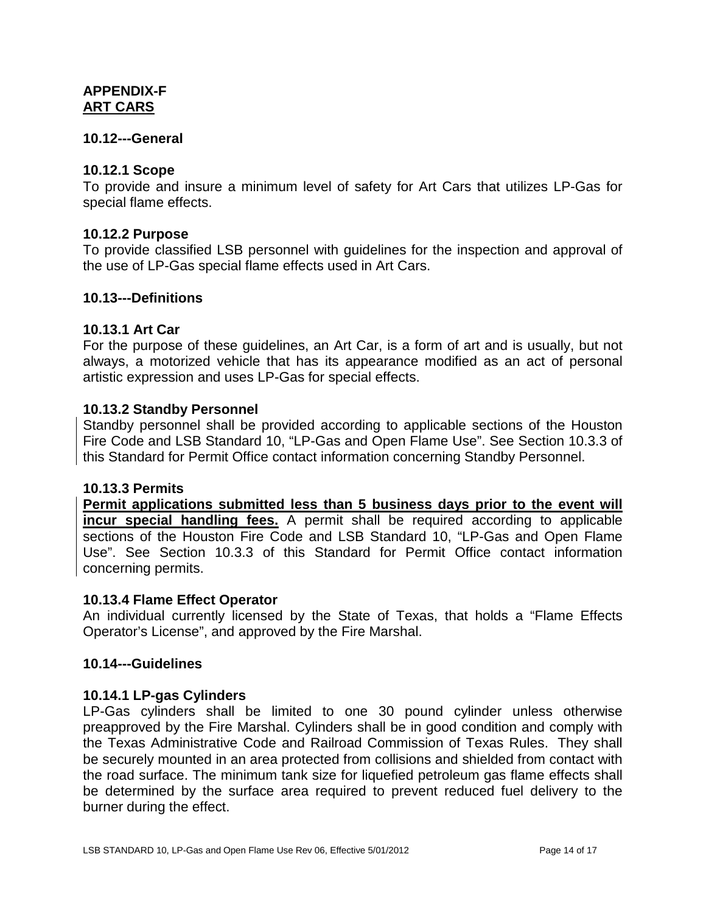# APPENDIX-F
## ART CARS

### 10.12---General

#### 10.12.1 Scope

To provide and insure a minimum level of safety for Art Cars that utilizes LP-Gas for special flame effects.

#### 10.12.2 Purpose

To provide classified LSB personnel with guidelines for the inspection and approval of the use of LP-Gas special flame effects used in Art Cars.

### 10.13---Definitions

#### 10.13.1 Art Car

For the purpose of these guidelines, an Art Car, is a form of art and is usually, but not always, a motorized vehicle that has its appearance modified as an act of personal artistic expression and uses LP-Gas for special effects.

#### 10.13.2 Standby Personnel

Standby personnel shall be provided according to applicable sections of the Houston Fire Code and LSB Standard 10, "LP-Gas and Open Flame Use". See Section 10.3.3 of this Standard for Permit Office contact information concerning Standby Personnel.

#### 10.13.3 Permits

**Permit applications submitted less than 5 business days prior to the event will incur special handling fees.** A permit shall be required according to applicable sections of the Houston Fire Code and LSB Standard 10, "LP-Gas and Open Flame Use". See Section 10.3.3 of this Standard for Permit Office contact information concerning permits.

#### 10.13.4 Flame Effect Operator

An individual currently licensed by the State of Texas, that holds a "Flame Effects Operator's License", and approved by the Fire Marshal.

### 10.14---Guidelines

#### 10.14.1 LP-gas Cylinders

LP-Gas cylinders shall be limited to one 30 pound cylinder unless otherwise preapproved by the Fire Marshal. Cylinders shall be in good condition and comply with the Texas Administrative Code and Railroad Commission of Texas Rules. They shall be securely mounted in an area protected from collisions and shielded from contact with the road surface. The minimum tank size for liquefied petroleum gas flame effects shall be determined by the surface area required to prevent reduced fuel delivery to the burner during the effect.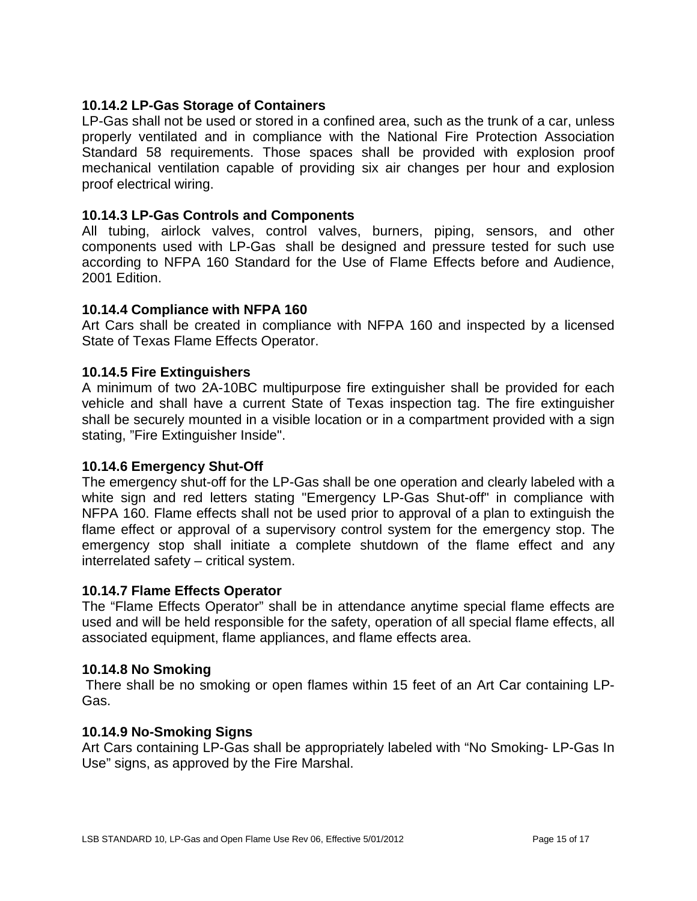### 10.14.2 LP-Gas Storage of Containers

LP-Gas shall not be used or stored in a confined area, such as the trunk of a car, unless properly ventilated and in compliance with the National Fire Protection Association Standard 58 requirements. Those spaces shall be provided with explosion proof mechanical ventilation capable of providing six air changes per hour and explosion proof electrical wiring.

### 10.14.3 LP-Gas Controls and Components

All tubing, airlock valves, control valves, burners, piping, sensors, and other components used with LP-Gas shall be designed and pressure tested for such use according to NFPA 160 Standard for the Use of Flame Effects before and Audience, 2001 Edition.

### 10.14.4 Compliance with NFPA 160

Art Cars shall be created in compliance with NFPA 160 and inspected by a licensed State of Texas Flame Effects Operator.

### 10.14.5 Fire Extinguishers

A minimum of two 2A-10BC multipurpose fire extinguisher shall be provided for each vehicle and shall have a current State of Texas inspection tag. The fire extinguisher shall be securely mounted in a visible location or in a compartment provided with a sign stating, "Fire Extinguisher Inside".

### 10.14.6 Emergency Shut-Off

The emergency shut-off for the LP-Gas shall be one operation and clearly labeled with a white sign and red letters stating "Emergency LP-Gas Shut-off" in compliance with NFPA 160. Flame effects shall not be used prior to approval of a plan to extinguish the flame effect or approval of a supervisory control system for the emergency stop. The emergency stop shall initiate a complete shutdown of the flame effect and any interrelated safety – critical system.

### 10.14.7 Flame Effects Operator

The "Flame Effects Operator" shall be in attendance anytime special flame effects are used and will be held responsible for the safety, operation of all special flame effects, all associated equipment, flame appliances, and flame effects area.

### 10.14.8 No Smoking

There shall be no smoking or open flames within 15 feet of an Art Car containing LP-Gas.

### 10.14.9 No-Smoking Signs

Art Cars containing LP-Gas shall be appropriately labeled with "No Smoking- LP-Gas In Use" signs, as approved by the Fire Marshal.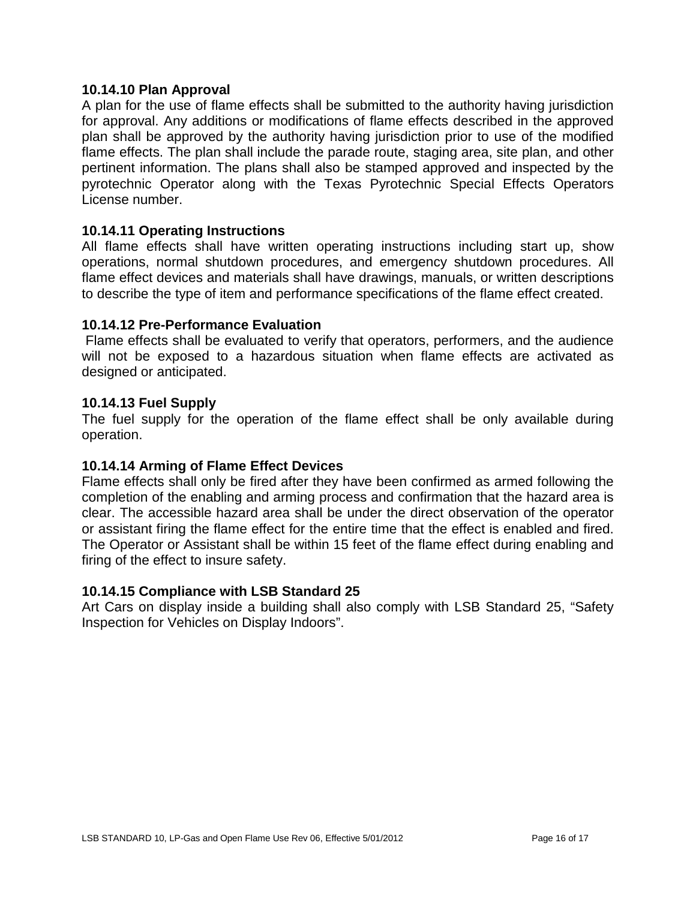**10.14.10 Plan Approval**

A plan for the use of flame effects shall be submitted to the authority having jurisdiction for approval. Any additions or modifications of flame effects described in the approved plan shall be approved by the authority having jurisdiction prior to use of the modified flame effects. The plan shall include the parade route, staging area, site plan, and other pertinent information. The plans shall also be stamped approved and inspected by the pyrotechnic Operator along with the Texas Pyrotechnic Special Effects Operators License number.

**10.14.11 Operating Instructions**

All flame effects shall have written operating instructions including start up, show operations, normal shutdown procedures, and emergency shutdown procedures. All flame effect devices and materials shall have drawings, manuals, or written descriptions to describe the type of item and performance specifications of the flame effect created.

**10.14.12 Pre-Performance Evaluation**

Flame effects shall be evaluated to verify that operators, performers, and the audience will not be exposed to a hazardous situation when flame effects are activated as designed or anticipated.

**10.14.13 Fuel Supply**

The fuel supply for the operation of the flame effect shall be only available during operation.

**10.14.14 Arming of Flame Effect Devices**

Flame effects shall only be fired after they have been confirmed as armed following the completion of the enabling and arming process and confirmation that the hazard area is clear. The accessible hazard area shall be under the direct observation of the operator or assistant firing the flame effect for the entire time that the effect is enabled and fired. The Operator or Assistant shall be within 15 feet of the flame effect during enabling and firing of the effect to insure safety.

**10.14.15 Compliance with LSB Standard 25**

Art Cars on display inside a building shall also comply with LSB Standard 25, “Safety Inspection for Vehicles on Display Indoors”.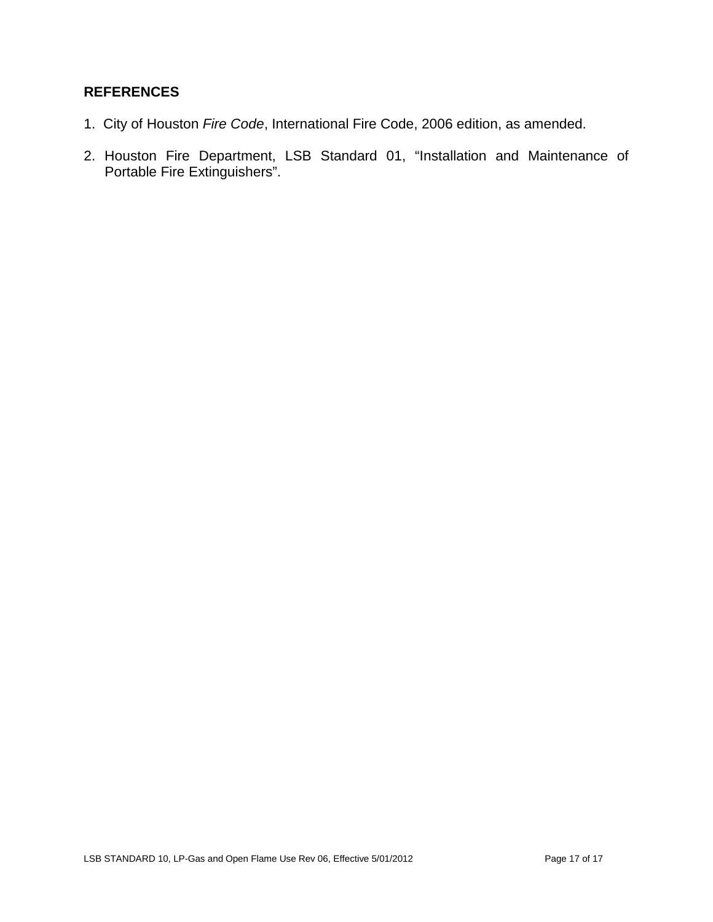## REFERENCES

1. City of Houston *Fire Code*, International Fire Code, 2006 edition, as amended.

2. Houston Fire Department, LSB Standard 01, “Installation and Maintenance of Portable Fire Extinguishers”.